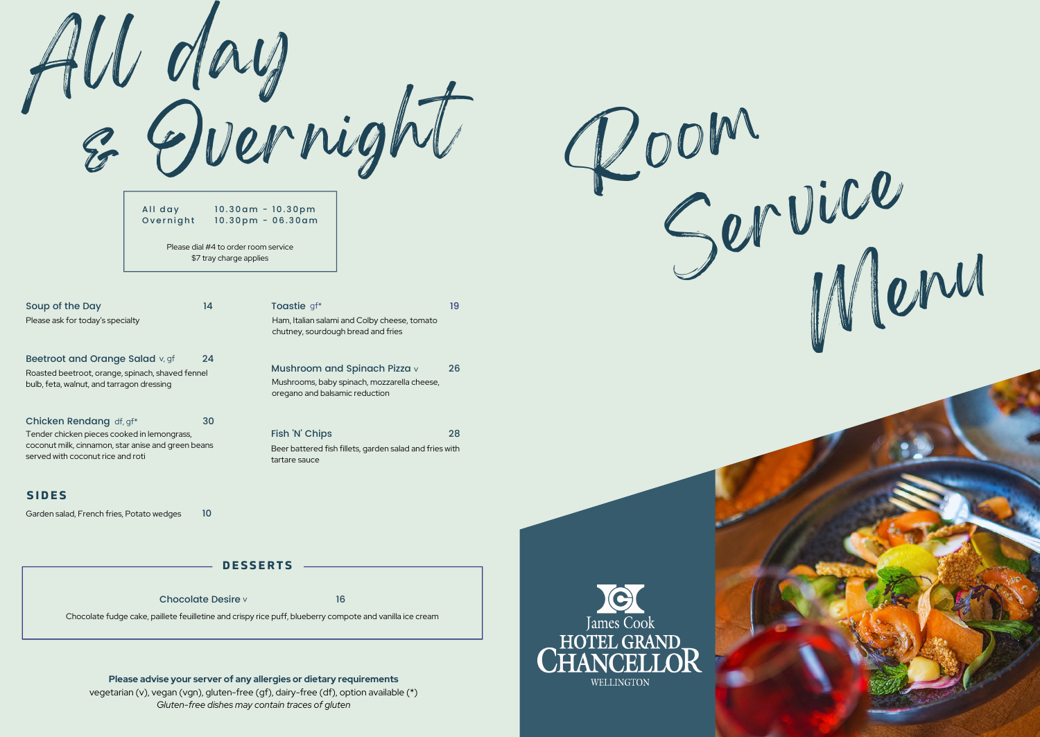# All day & Overnight

# Room Service Menu

All day 10.30am - 10.30pm
Overnight 10.30pm - 06.30am

Please dial #4 to order room service
$7 tray charge applies

**Soup of the Day** 14
Please ask for today's specialty

**Beetroot and Orange Salad** v, gf 24
Roasted beetroot, orange, spinach, shaved fennel bulb, feta, walnut, and tarragon dressing

**Chicken Rendang** df, gf* 30
Tender chicken pieces cooked in lemongrass, coconut milk, cinnamon, star anise and green beans served with coconut rice and roti

**Toastie** gf* 19
Ham, Italian salami and Colby cheese, tomato chutney, sourdough bread and fries

**Mushroom and Spinach Pizza** v 26
Mushrooms, baby spinach, mozzarella cheese, oregano and balsamic reduction

**Fish 'N' Chips** 28
Beer battered fish fillets, garden salad and fries with tartare sauce

## SIDES

Garden salad, French fries, Potato wedges 10

## DESSERTS

**Chocolate Desire** v 16
Chocolate fudge cake, paillete feuilletine and crispy rice puff, blueberry compote and vanilla ice cream

**Please advise your server of any allergies or dietary requirements**
vegetarian (v), vegan (vgn), gluten-free (gf), dairy-free (df), option available (*)
*Gluten-free dishes may contain traces of gluten*

James Cook
HOTEL GRAND CHANCELLOR
WELLINGTON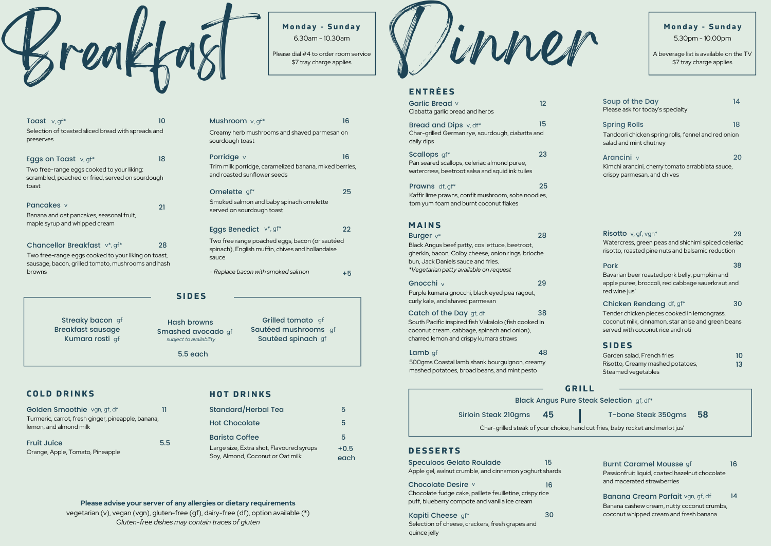# Breakfast

**Monday - Sunday**
6.30am - 10.30am

Please dial #4 to order room service
$7 tray charge applies

**Toast** v, gf* — 10
Selection of toasted sliced bread with spreads and preserves

**Eggs on Toast** v, gf* — 18
Two free-range eggs cooked to your liking: scrambled, poached or fried, served on sourdough toast

**Pancakes** v — 21
Banana and oat pancakes, seasonal fruit, maple syrup and whipped cream

**Chancellor Breakfast** v*, gf* — 28
Two free-range eggs cooked to your liking on toast, sausage, bacon, grilled tomato, mushrooms and hash browns

**Mushroom** v, gf* — 16
Creamy herb mushrooms and shaved parmesan on sourdough toast

**Porridge** v — 16
Trim milk porridge, caramelized banana, mixed berries, and roasted sunflower seeds

**Omelette** gf* — 25
Smoked salmon and baby spinach omelette served on sourdough toast

**Eggs Benedict** v*, gf* — 22
Two free range poached eggs, bacon (or sautéed spinach), English muffin, chives and hollandaise sauce

*- Replace bacon with smoked salmon* — +5

## SIDES

Streaky bacon gf
Breakfast sausage
Kumara rosti gf
Hash browns
Smashed avocado gf
*subject to availability*
Grilled tomato gf
Sautéed mushrooms gf
Sautéed spinach gf

5.5 each

## COLD DRINKS

**Golden Smoothie** vgn, gf, df — 11
Turmeric, carrot, fresh ginger, pineapple, banana, lemon, and almond milk

**Fruit Juice** — 5.5
Orange, Apple, Tomato, Pineapple

## HOT DRINKS

**Standard/Herbal Tea** — 5

**Hot Chocolate** — 5

**Barista Coffee** — 5
Large size, Extra shot, Flavoured syrups
Soy, Almond, Coconut or Oat milk — +0.5 each

**Please advise your server of any allergies or dietary requirements**
vegetarian (v), vegan (vgn), gluten-free (gf), dairy-free (df), option available (*)
*Gluten-free dishes may contain traces of gluten*

# Dinner

**Monday - Sunday**
5.30pm - 10.00pm

A beverage list is available on the TV
$7 tray charge applies

## ENTRÉES

**Garlic Bread** v — 12
Ciabatta garlic bread and herbs

**Bread and Dips** v, df* — 15
Char-grilled German rye, sourdough, ciabatta and daily dips

**Scallops** gf* — 23
Pan seared scallops, celeriac almond puree, watercress, beetroot salsa and squid ink tuiles

**Prawns** df, gf* — 25
Kaffir lime prawns, confit mushroom, soba noodles, tom yum foam and burnt coconut flakes

**Soup of the Day** — 14
Please ask for today's specialty

**Spring Rolls** — 18
Tandoori chicken spring rolls, fennel and red onion salad and mint chutney

**Arancini** v — 20
Kimchi arancini, cherry tomato arrabbiata sauce, crispy parmesan, and chives

## MAINS

**Burger** v* — 28
Black Angus beef patty, cos lettuce, beetroot, gherkin, bacon, Colby cheese, onion rings, brioche bun, Jack Daniels sauce and fries.
*\*Vegetarian patty available on request*

**Gnocchi** v — 29
Purple kumara gnocchi, black eyed pea ragout, curly kale, and shaved parmesan

**Catch of the Day** gf, df — 38
South Pacific inspired fish Vakalolo (fish cooked in coconut cream, cabbage, spinach and onion), charred lemon and crispy kumara straws

**Lamb** gf — 48
500gms Coastal lamb shank bourguignon, creamy mashed potatoes, broad beans, and mint pesto

**Risotto** v, gf, vgn* — 29
Watercress, green peas and shichimi spiced celeriac risotto, roasted pine nuts and balsamic reduction

**Pork** — 38
Bavarian beer roasted pork belly, pumpkin and apple puree, broccoli, red cabbage sauerkraut and red wine jus'

**Chicken Rendang** df, gf* — 30
Tender chicken pieces cooked in lemongrass, coconut milk, cinnamon, star anise and green beans served with coconut rice and roti

## SIDES

Garden salad, French fries — 10
Risotto, Creamy mashed potatoes, Steamed vegetables — 13

## GRILL

**Black Angus Pure Steak Selection** gf, df*

Sirloin Steak 210gms — **45** | T-bone Steak 350gms — **58**

Char-grilled steak of your choice, hand cut fries, baby rocket and merlot jus'

## DESSERTS

**Speculoos Gelato Roulade** — 15
Apple gel, walnut crumble, and cinnamon yoghurt shards

**Chocolate Desire** v — 16
Chocolate fudge cake, paillete feuilletine, crispy rice puff, blueberry compote and vanilla ice cream

**Kapiti Cheese** gf* — 30
Selection of cheese, crackers, fresh grapes and quince jelly

**Burnt Caramel Mousse** gf — 16
Passionfruit liquid, coated hazelnut chocolate and macerated strawberries

**Banana Cream Parfait** vgn, gf, df — 14
Banana cashew cream, nutty coconut crumbs, coconut whipped cream and fresh banana